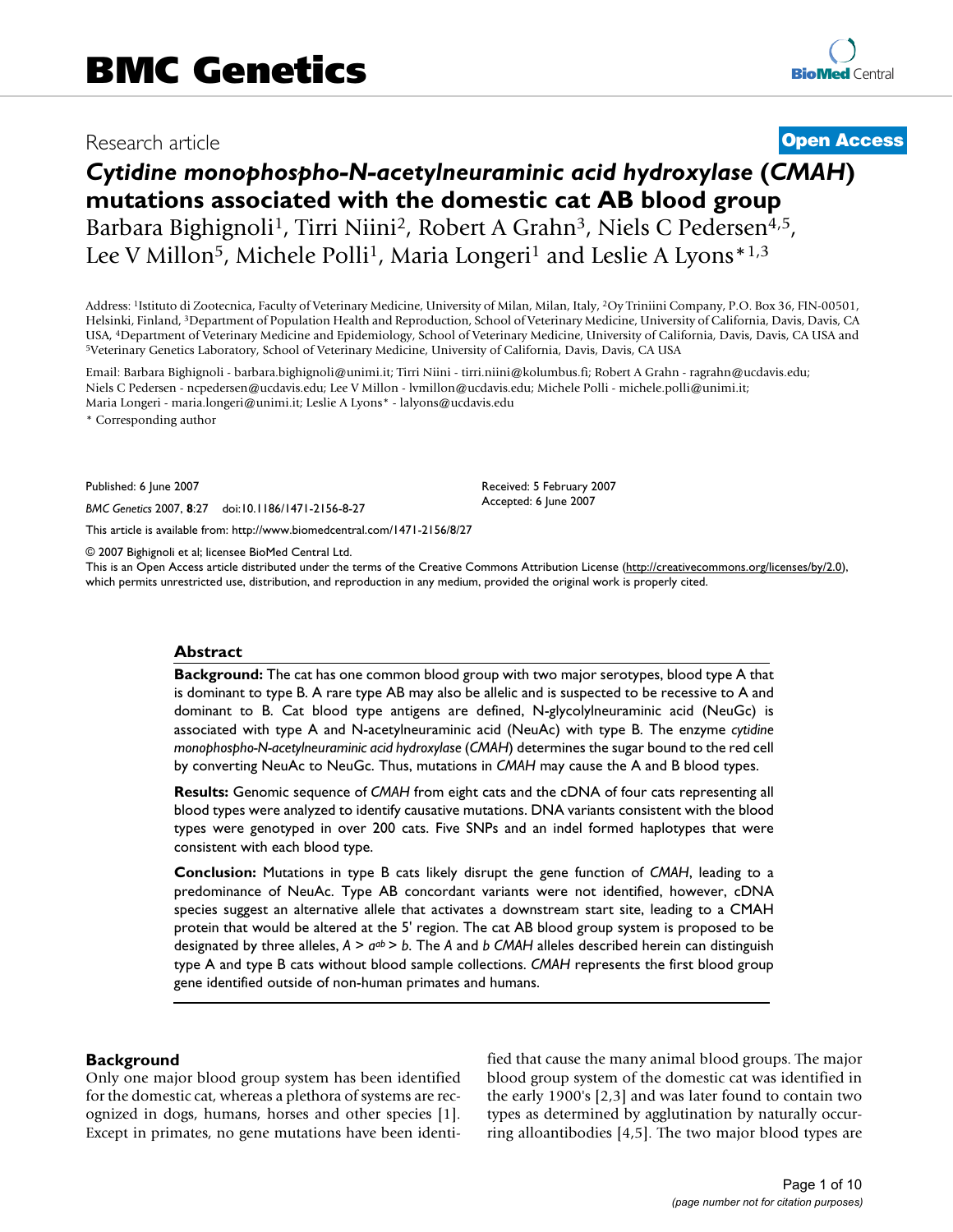BMC Genetics

Research article

Open Access

# *Cytidine monophospho-N-acetylneuraminic acid hydroxylase* (*CMAH*) mutations associated with the domestic cat AB blood group

Barbara Bighignoli[1], Tirri Niini[2], Robert A Grahn[3], Niels C Pedersen[4,5], Lee V Millon[5], Michele Polli[1], Maria Longeri[1] and Leslie A Lyons*[1,3]

Address: [1]Istituto di Zootecnica, Faculty of Veterinary Medicine, University of Milan, Milan, Italy, [2]Oy Triniini Company, P.O. Box 36, FIN-00501, Helsinki, Finland, [3]Department of Population Health and Reproduction, School of Veterinary Medicine, University of California, Davis, Davis, CA USA, [4]Department of Veterinary Medicine and Epidemiology, School of Veterinary Medicine, University of California, Davis, Davis, CA USA and [5]Veterinary Genetics Laboratory, School of Veterinary Medicine, University of California, Davis, Davis, CA USA

Email: Barbara Bighignoli - barbara.bighignoli@unimi.it; Tirri Niini - tirri.niini@kolumbus.fi; Robert A Grahn - ragrahn@ucdavis.edu; Niels C Pedersen - ncpedersen@ucdavis.edu; Lee V Millon - lvmillon@ucdavis.edu; Michele Polli - michele.polli@unimi.it; Maria Longeri - maria.longeri@unimi.it; Leslie A Lyons* - lalyons@ucdavis.edu

* Corresponding author

Published: 6 June 2007

*BMC Genetics* 2007, **8**:27 doi:10.1186/1471-2156-8-27

Received: 5 February 2007
Accepted: 6 June 2007

This article is available from: http://www.biomedcentral.com/1471-2156/8/27

© 2007 Bighignoli et al; licensee BioMed Central Ltd.
This is an Open Access article distributed under the terms of the Creative Commons Attribution License (http://creativecommons.org/licenses/by/2.0), which permits unrestricted use, distribution, and reproduction in any medium, provided the original work is properly cited.

## Abstract

**Background:** The cat has one common blood group with two major serotypes, blood type A that is dominant to type B. A rare type AB may also be allelic and is suspected to be recessive to A and dominant to B. Cat blood type antigens are defined, N-glycolylneuraminic acid (NeuGc) is associated with type A and N-acetylneuraminic acid (NeuAc) with type B. The enzyme *cytidine monophospho-N-acetylneuraminic acid hydroxylase* (*CMAH*) determines the sugar bound to the red cell by converting NeuAc to NeuGc. Thus, mutations in *CMAH* may cause the A and B blood types.

**Results:** Genomic sequence of *CMAH* from eight cats and the cDNA of four cats representing all blood types were analyzed to identify causative mutations. DNA variants consistent with the blood types were genotyped in over 200 cats. Five SNPs and an indel formed haplotypes that were consistent with each blood type.

**Conclusion:** Mutations in type B cats likely disrupt the gene function of *CMAH*, leading to a predominance of NeuAc. Type AB concordant variants were not identified, however, cDNA species suggest an alternative allele that activates a downstream start site, leading to a CMAH protein that would be altered at the 5' region. The cat AB blood group system is proposed to be designated by three alleles, $A > a^{ab} > b$. The *A* and *b CMAH* alleles described herein can distinguish type A and type B cats without blood sample collections. *CMAH* represents the first blood group gene identified outside of non-human primates and humans.

## Background

Only one major blood group system has been identified for the domestic cat, whereas a plethora of systems are recognized in dogs, humans, horses and other species [1]. Except in primates, no gene mutations have been identified that cause the many animal blood groups. The major blood group system of the domestic cat was identified in the early 1900's [2,3] and was later found to contain two types as determined by agglutination by naturally occurring alloantibodies [4,5]. The two major blood types are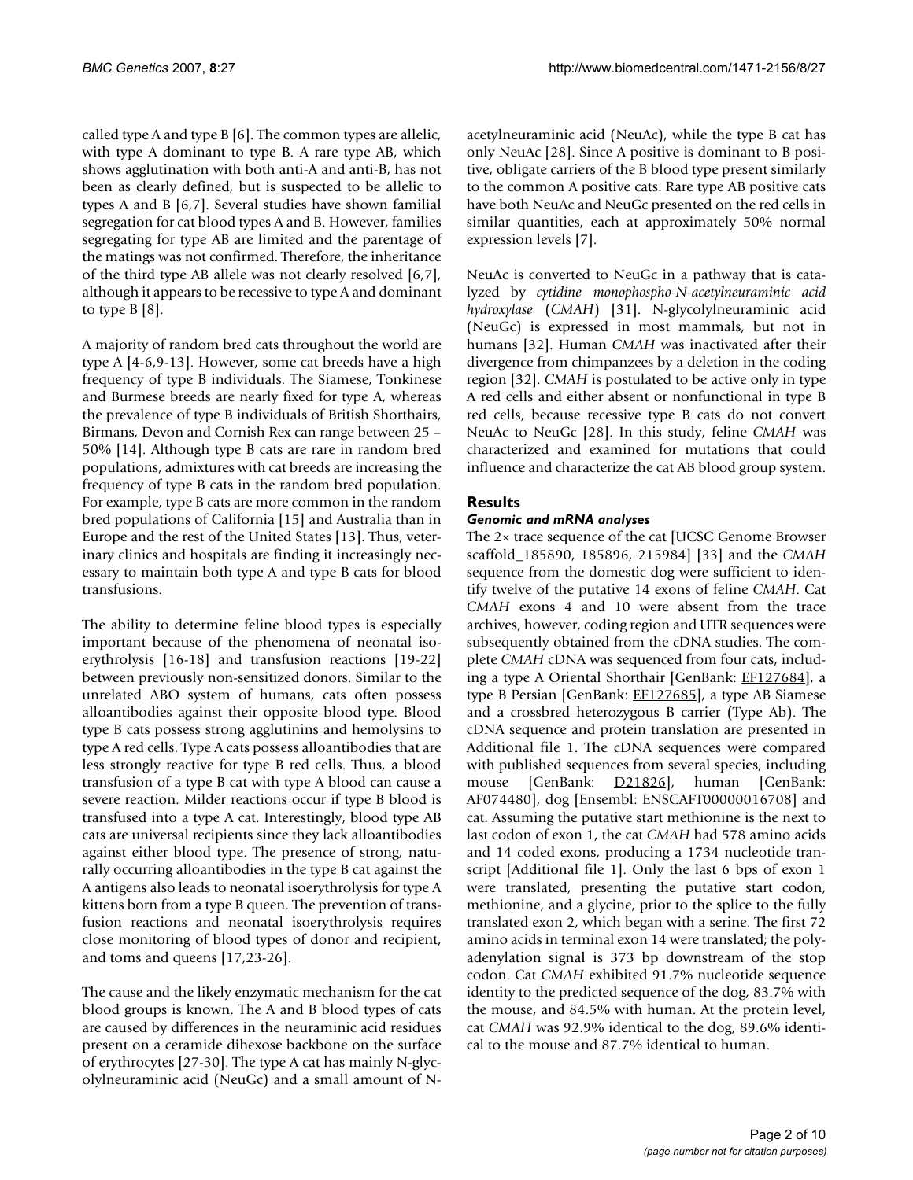called type A and type B [6]. The common types are allelic, with type A dominant to type B. A rare type AB, which shows agglutination with both anti-A and anti-B, has not been as clearly defined, but is suspected to be allelic to types A and B [6,7]. Several studies have shown familial segregation for cat blood types A and B. However, families segregating for type AB are limited and the parentage of the matings was not confirmed. Therefore, the inheritance of the third type AB allele was not clearly resolved [6,7], although it appears to be recessive to type A and dominant to type B [8].

A majority of random bred cats throughout the world are type A [4-6,9-13]. However, some cat breeds have a high frequency of type B individuals. The Siamese, Tonkinese and Burmese breeds are nearly fixed for type A, whereas the prevalence of type B individuals of British Shorthairs, Birmans, Devon and Cornish Rex can range between 25 – 50% [14]. Although type B cats are rare in random bred populations, admixtures with cat breeds are increasing the frequency of type B cats in the random bred population. For example, type B cats are more common in the random bred populations of California [15] and Australia than in Europe and the rest of the United States [13]. Thus, veterinary clinics and hospitals are finding it increasingly necessary to maintain both type A and type B cats for blood transfusions.

The ability to determine feline blood types is especially important because of the phenomena of neonatal isoerythrolysis [16-18] and transfusion reactions [19-22] between previously non-sensitized donors. Similar to the unrelated ABO system of humans, cats often possess alloantibodies against their opposite blood type. Blood type B cats possess strong agglutinins and hemolysins to type A red cells. Type A cats possess alloantibodies that are less strongly reactive for type B red cells. Thus, a blood transfusion of a type B cat with type A blood can cause a severe reaction. Milder reactions occur if type B blood is transfused into a type A cat. Interestingly, blood type AB cats are universal recipients since they lack alloantibodies against either blood type. The presence of strong, naturally occurring alloantibodies in the type B cat against the A antigens also leads to neonatal isoerythrolysis for type A kittens born from a type B queen. The prevention of transfusion reactions and neonatal isoerythrolysis requires close monitoring of blood types of donor and recipient, and toms and queens [17,23-26].

The cause and the likely enzymatic mechanism for the cat blood groups is known. The A and B blood types of cats are caused by differences in the neuraminic acid residues present on a ceramide dihexose backbone on the surface of erythrocytes [27-30]. The type A cat has mainly N-glycolylneuraminic acid (NeuGc) and a small amount of N-acetylneuraminic acid (NeuAc), while the type B cat has only NeuAc [28]. Since A positive is dominant to B positive, obligate carriers of the B blood type present similarly to the common A positive cats. Rare type AB positive cats have both NeuAc and NeuGc presented on the red cells in similar quantities, each at approximately 50% normal expression levels [7].

NeuAc is converted to NeuGc in a pathway that is catalyzed by *cytidine monophospho-N-acetylneuraminic acid hydroxylase* (*CMAH*) [31]. N-glycolylneuraminic acid (NeuGc) is expressed in most mammals, but not in humans [32]. Human *CMAH* was inactivated after their divergence from chimpanzees by a deletion in the coding region [32]. *CMAH* is postulated to be active only in type A red cells and either absent or nonfunctional in type B red cells, because recessive type B cats do not convert NeuAc to NeuGc [28]. In this study, feline *CMAH* was characterized and examined for mutations that could influence and characterize the cat AB blood group system.

## Results

### *Genomic and mRNA analyses*

The 2× trace sequence of the cat [UCSC Genome Browser scaffold_185890, 185896, 215984] [33] and the *CMAH* sequence from the domestic dog were sufficient to identify twelve of the putative 14 exons of feline *CMAH*. Cat *CMAH* exons 4 and 10 were absent from the trace archives, however, coding region and UTR sequences were subsequently obtained from the cDNA studies. The complete *CMAH* cDNA was sequenced from four cats, including a type A Oriental Shorthair [GenBank: EF127684], a type B Persian [GenBank: EF127685], a type AB Siamese and a crossbred heterozygous B carrier (Type Ab). The cDNA sequence and protein translation are presented in Additional file 1. The cDNA sequences were compared with published sequences from several species, including mouse [GenBank: D21826], human [GenBank: AF074480], dog [Ensembl: ENSCAFT00000016708] and cat. Assuming the putative start methionine is the next to last codon of exon 1, the cat *CMAH* had 578 amino acids and 14 coded exons, producing a 1734 nucleotide transcript [Additional file 1]. Only the last 6 bps of exon 1 were translated, presenting the putative start codon, methionine, and a glycine, prior to the splice to the fully translated exon 2, which began with a serine. The first 72 amino acids in terminal exon 14 were translated; the polyadenylation signal is 373 bp downstream of the stop codon. Cat *CMAH* exhibited 91.7% nucleotide sequence identity to the predicted sequence of the dog, 83.7% with the mouse, and 84.5% with human. At the protein level, cat *CMAH* was 92.9% identical to the dog, 89.6% identical to the mouse and 87.7% identical to human.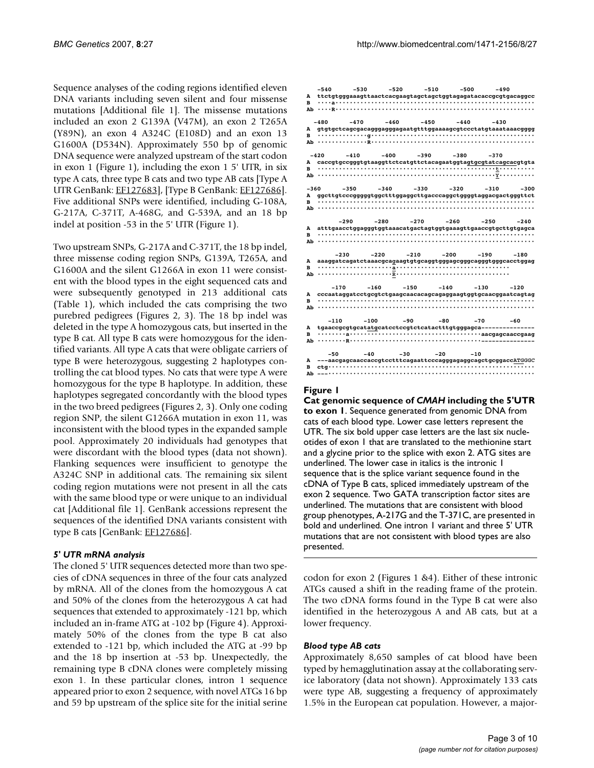Sequence analyses of the coding regions identified eleven DNA variants including seven silent and four missense mutations [Additional file 1]. The missense mutations included an exon 2 G139A (V47M), an exon 2 T265A (Y89N), an exon 4 A324C (E108D) and an exon 13 G1600A (D534N). Approximately 550 bp of genomic DNA sequence were analyzed upstream of the start codon in exon 1 (Figure 1), including the exon 1 5' UTR, in six type A cats, three type B cats and two type AB cats [Type A UTR GenBank: EF127683], [Type B GenBank: EF127686]. Five additional SNPs were identified, including G-108A, G-217A, C-371T, A-468G, and G-539A, and an 18 bp indel at position -53 in the 5' UTR (Figure 1).

Two upstream SNPs, G-217A and C-371T, the 18 bp indel, three missense coding region SNPs, G139A, T265A, and G1600A and the silent G1266A in exon 11 were consistent with the blood types in the eight sequenced cats and were subsequently genotyped in 213 additional cats (Table 1), which included the cats comprising the two purebred pedigrees (Figures 2, 3). The 18 bp indel was deleted in the type A homozygous cats, but inserted in the type B cat. All type B cats were homozygous for the identified variants. All type A cats that were obligate carriers of type B were heterozygous, suggesting 2 haplotypes controlling the cat blood types. No cats that were type A were homozygous for the type B haplotype. In addition, these haplotypes segregated concordantly with the blood types in the two breed pedigrees (Figures 2, 3). Only one coding region SNP, the silent G1266A mutation in exon 11, was inconsistent with the blood types in the expanded sample pool. Approximately 20 individuals had genotypes that were discordant with the blood types (data not shown). Flanking sequences were insufficient to genotype the A324C SNP in additional cats. The remaining six silent coding region mutations were not present in all the cats with the same blood type or were unique to an individual cat [Additional file 1]. GenBank accessions represent the sequences of the identified DNA variants consistent with type B cats [GenBank: EF127686].

### *5' UTR mRNA analysis*

The cloned 5' UTR sequences detected more than two species of cDNA sequences in three of the four cats analyzed by mRNA. All of the clones from the homozygous A cat and 50% of the clones from the heterozygous A cat had sequences that extended to approximately -121 bp, which included an in-frame ATG at -102 bp (Figure 4). Approximately 50% of the clones from the type B cat also extended to -121 bp, which included the ATG at -99 bp and the 18 bp insertion at -53 bp. Unexpectedly, the remaining type B cDNA clones were completely missing exon 1. In these particular clones, intron 1 sequence appeared prior to exon 2 sequence, with novel ATGs 16 bp and 59 bp upstream of the splice site for the initial serine codon for exon 2 (Figures 1 &4). Either of these intronic ATGs caused a shift in the reading frame of the protein. The two cDNA forms found in the Type B cat were also identified in the heterozygous A and AB cats, but at a lower frequency.

```
    -540      -530      -520      -510      -500      -490
A  ttctgtgggaaagttaactcacgaagtagctagctggtagagatacaccgcgtgacaggcc
B  ····a·······················································
Ab ····R·······················································

   -480      -470      -460      -450      -440      -430
A  gtgtgctcagcgacagggagggagaatgtttggaaaagcgtccctatgtaaataaacgggg
B  ·············g··············································
Ab ·············R··············································

  -420      -410      -400      -390      -380      -370
A  caccgtgccgggtgtaaggttctcatgttctacagaatggtagtgcgtatcagcacgtgta
B  ···············································t··········
Ab ···············································Y··········

-360      -350      -340      -330      -320      -310      -300
A  ggcttgtcccgggggtggctttggaggcttgacccaggctggggtaggacgactgggttct
B  ·············································································
Ab ·············································································

        -290      -280      -270      -260      -250      -240
A  atttgaacctggagggtggtaaacatgactagtggtgaaagttgaaccgtgcttgtgagca
B  ·············································································
Ab ·············································································

      -230      -220      -210      -200      -190      -180
A  aaaggatcagatctaaacgcagaagtgtgcaggtgggagcgggcagggtgggcacctggag
B  ····················a································
Ab ····················R································

      -170      -160      -150      -140      -130      -120
A  cccaataggatcctgcgtctgaagcaacacagcagaggaagtggtgcaacggaatcagtag
B  ·············································································
Ab ·············································································

      -110      -100      -90       -80       -70       -60
A  tgaaccgcgtgcatatgcatcctccgtctcatactttgtgggagca--------------
B  ········a····························aacgagcaaccgaag
Ab ········R····························--------------

      -50       -40       -30       -20       -10
A  ---aacgagcaaccaccgtcctttcagaattcccagggagaggcagctgcggaccATGGGC
B  ctg··························································
Ab ---··························································
```

**Figure 1**

**Cat genomic sequence of *CMAH* including the 5'UTR to exon 1**. Sequence generated from genomic DNA from cats of each blood type. Lower case letters represent the UTR. The six bold upper case letters are the last six nucleotides of exon 1 that are translated to the methionine start and a glycine prior to the splice with exon 2. ATG sites are underlined. The lower case in italics is the intronic 1 sequence that is the splice variant sequence found in the cDNA of Type B cats, spliced immediately upstream of the exon 2 sequence. Two GATA transcription factor sites are underlined. The mutations that are consistent with blood group phenotypes, A-217G and the T-371C, are presented in bold and underlined. One intron 1 variant and three 5' UTR mutations that are not consistent with blood types are also presented.

### *Blood type AB cats*

Approximately 8,650 samples of cat blood have been typed by hemagglutination assay at the collaborating service laboratory (data not shown). Approximately 133 cats were type AB, suggesting a frequency of approximately 1.5% in the European cat population. However, a major-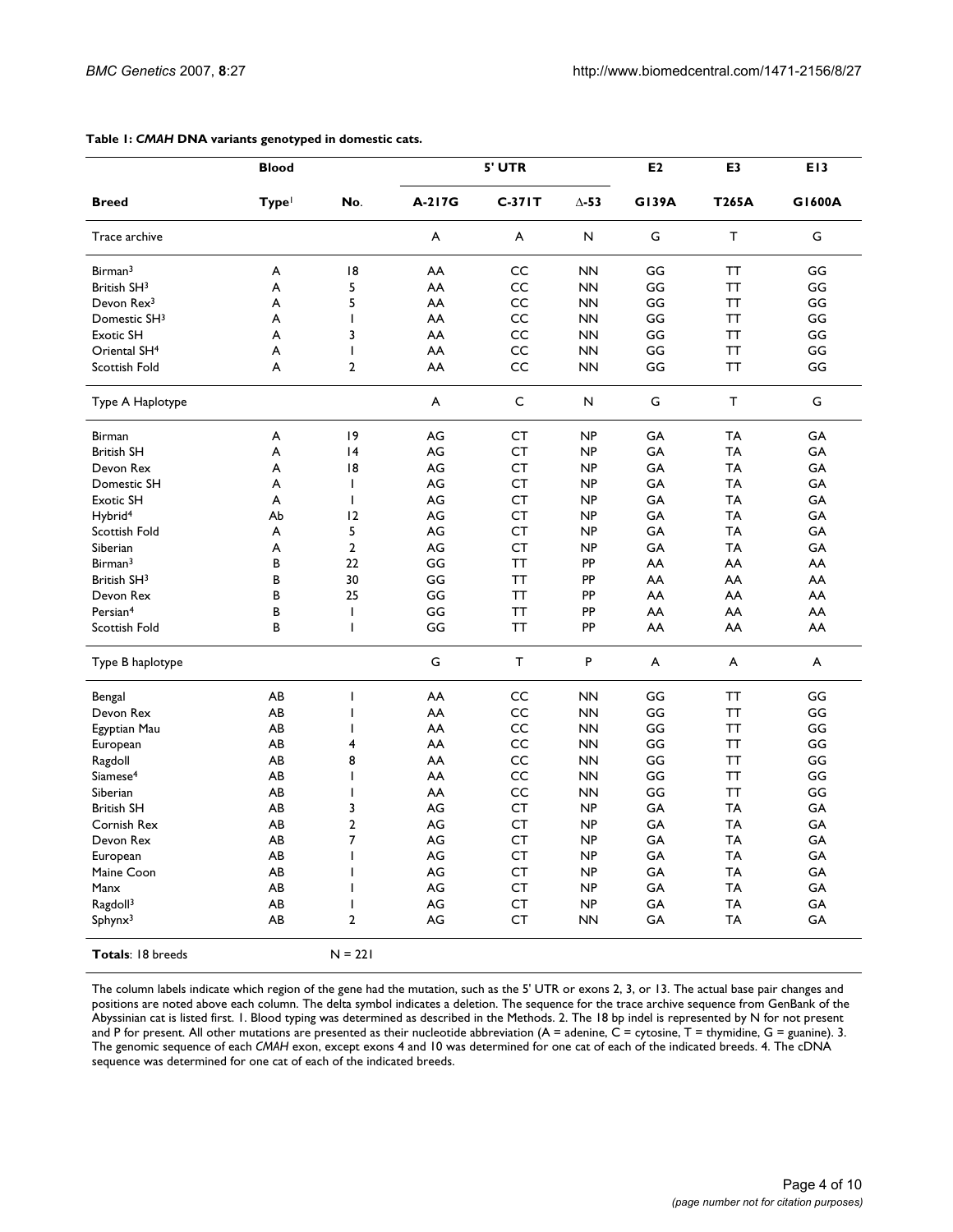**Table 1: *CMAH* DNA variants genotyped in domestic cats.**

| | Blood | | 5' UTR | | | E2 | E3 | E13 |
|---|---|---|---|---|---|---|---|---|
| **Breed** | **Type**[1] | **No.** | **A-217G** | **C-371T** | **Δ-53** | **G139A** | **T265A** | **G1600A** |
| Trace archive | | | A | A | N | G | T | G |
| Birman[3] | A | 18 | AA | CC | NN | GG | TT | GG |
| British SH[3] | A | 5 | AA | CC | NN | GG | TT | GG |
| Devon Rex[3] | A | 5 | AA | CC | NN | GG | TT | GG |
| Domestic SH[3] | A | 1 | AA | CC | NN | GG | TT | GG |
| Exotic SH | A | 3 | AA | CC | NN | GG | TT | GG |
| Oriental SH[4] | A | 1 | AA | CC | NN | GG | TT | GG |
| Scottish Fold | A | 2 | AA | CC | NN | GG | TT | GG |
| Type A Haplotype | | | A | C | N | G | T | G |
| Birman | A | 19 | AG | CT | NP | GA | TA | GA |
| British SH | A | 14 | AG | CT | NP | GA | TA | GA |
| Devon Rex | A | 18 | AG | CT | NP | GA | TA | GA |
| Domestic SH | A | 1 | AG | CT | NP | GA | TA | GA |
| Exotic SH | A | 1 | AG | CT | NP | GA | TA | GA |
| Hybrid[4] | Ab | 12 | AG | CT | NP | GA | TA | GA |
| Scottish Fold | A | 5 | AG | CT | NP | GA | TA | GA |
| Siberian | A | 2 | AG | CT | NP | GA | TA | GA |
| Birman[3] | B | 22 | GG | TT | PP | AA | AA | AA |
| British SH[3] | B | 30 | GG | TT | PP | AA | AA | AA |
| Devon Rex | B | 25 | GG | TT | PP | AA | AA | AA |
| Persian[4] | B | 1 | GG | TT | PP | AA | AA | AA |
| Scottish Fold | B | 1 | GG | TT | PP | AA | AA | AA |
| Type B haplotype | | | G | T | P | A | A | A |
| Bengal | AB | 1 | AA | CC | NN | GG | TT | GG |
| Devon Rex | AB | 1 | AA | CC | NN | GG | TT | GG |
| Egyptian Mau | AB | 1 | AA | CC | NN | GG | TT | GG |
| European | AB | 4 | AA | CC | NN | GG | TT | GG |
| Ragdoll | AB | 8 | AA | CC | NN | GG | TT | GG |
| Siamese[4] | AB | 1 | AA | CC | NN | GG | TT | GG |
| Siberian | AB | 1 | AA | CC | NN | GG | TT | GG |
| British SH | AB | 3 | AG | CT | NP | GA | TA | GA |
| Cornish Rex | AB | 2 | AG | CT | NP | GA | TA | GA |
| Devon Rex | AB | 7 | AG | CT | NP | GA | TA | GA |
| European | AB | 1 | AG | CT | NP | GA | TA | GA |
| Maine Coon | AB | 1 | AG | CT | NP | GA | TA | GA |
| Manx | AB | 1 | AG | CT | NP | GA | TA | GA |
| Ragdoll[3] | AB | 1 | AG | CT | NP | GA | TA | GA |
| Sphynx[3] | AB | 2 | AG | CT | NN | GA | TA | GA |
| **Totals**: 18 breeds | | N = 221 | | | | | | |

The column labels indicate which region of the gene had the mutation, such as the 5' UTR or exons 2, 3, or 13. The actual base pair changes and positions are noted above each column. The delta symbol indicates a deletion. The sequence for the trace archive sequence from GenBank of the Abyssinian cat is listed first. 1. Blood typing was determined as described in the Methods. 2. The 18 bp indel is represented by N for not present and P for present. All other mutations are presented as their nucleotide abbreviation (A = adenine, C = cytosine, T = thymidine, G = guanine). 3. The genomic sequence of each *CMAH* exon, except exons 4 and 10 was determined for one cat of each of the indicated breeds. 4. The cDNA sequence was determined for one cat of each of the indicated breeds.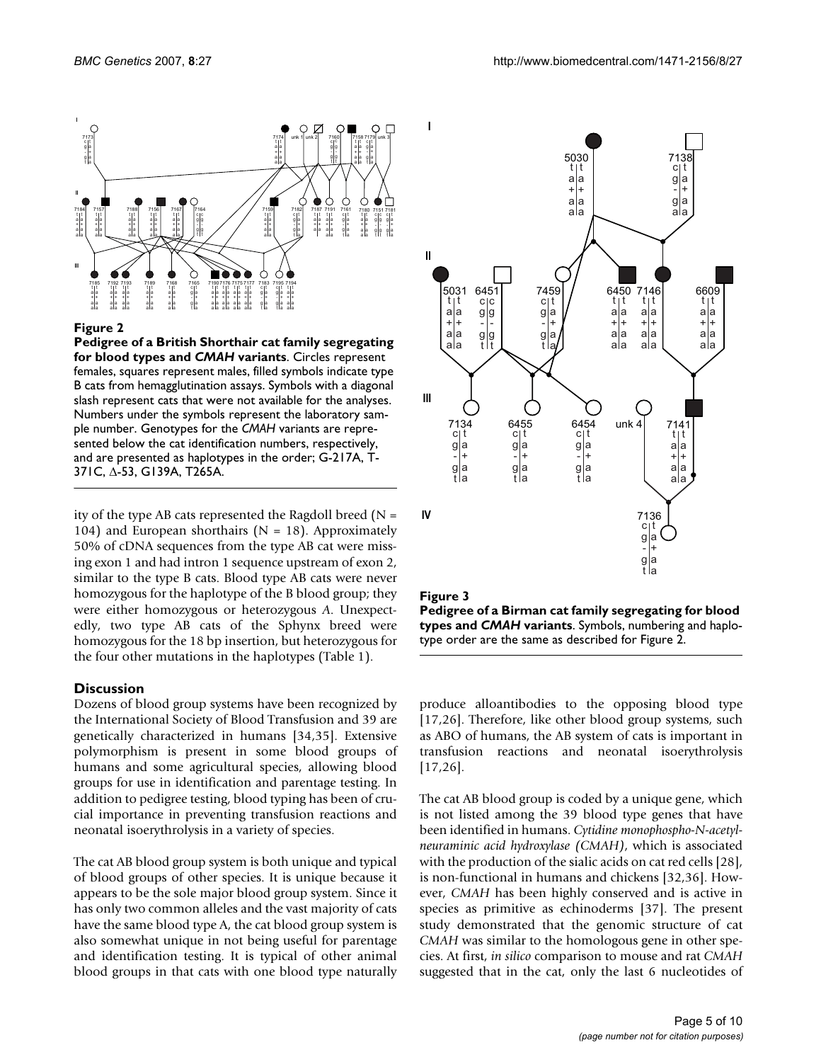**Figure 2**

**Pedigree of a British Shorthair cat family segregating for blood types and *CMAH* variants**. Circles represent females, squares represent males, filled symbols indicate type B cats from hemagglutination assays. Symbols with a diagonal slash represent cats that were not available for the analyses. Numbers under the symbols represent the laboratory sample number. Genotypes for the *CMAH* variants are represented below the cat identification numbers, respectively, and are presented as haplotypes in the order; G-217A, T-371C, Δ-53, G139A, T265A.

**Figure 3**

**Pedigree of a Birman cat family segregating for blood types and *CMAH* variants**. Symbols, numbering and haplotype order are the same as described for Figure 2.

ity of the type AB cats represented the Ragdoll breed (N = 104) and European shorthairs (N = 18). Approximately 50% of cDNA sequences from the type AB cat were missing exon 1 and had intron 1 sequence upstream of exon 2, similar to the type B cats. Blood type AB cats were never homozygous for the haplotype of the B blood group; they were either homozygous or heterozygous *A*. Unexpectedly, two type AB cats of the Sphynx breed were homozygous for the 18 bp insertion, but heterozygous for the four other mutations in the haplotypes (Table 1).

## Discussion

Dozens of blood group systems have been recognized by the International Society of Blood Transfusion and 39 are genetically characterized in humans [34,35]. Extensive polymorphism is present in some blood groups of humans and some agricultural species, allowing blood groups for use in identification and parentage testing. In addition to pedigree testing, blood typing has been of crucial importance in preventing transfusion reactions and neonatal isoerythrolysis in a variety of species.

The cat AB blood group system is both unique and typical of blood groups of other species. It is unique because it appears to be the sole major blood group system. Since it has only two common alleles and the vast majority of cats have the same blood type A, the cat blood group system is also somewhat unique in not being useful for parentage and identification testing. It is typical of other animal blood groups in that cats with one blood type naturally produce alloantibodies to the opposing blood type [17,26]. Therefore, like other blood group systems, such as ABO of humans, the AB system of cats is important in transfusion reactions and neonatal isoerythrolysis [17,26].

The cat AB blood group is coded by a unique gene, which is not listed among the 39 blood type genes that have been identified in humans. *Cytidine monophospho-N-acetylneuraminic acid hydroxylase (CMAH)*, which is associated with the production of the sialic acids on cat red cells [28], is non-functional in humans and chickens [32,36]. However, *CMAH* has been highly conserved and is active in species as primitive as echinoderms [37]. The present study demonstrated that the genomic structure of cat *CMAH* was similar to the homologous gene in other species. At first, *in silico* comparison to mouse and rat *CMAH* suggested that in the cat, only the last 6 nucleotides of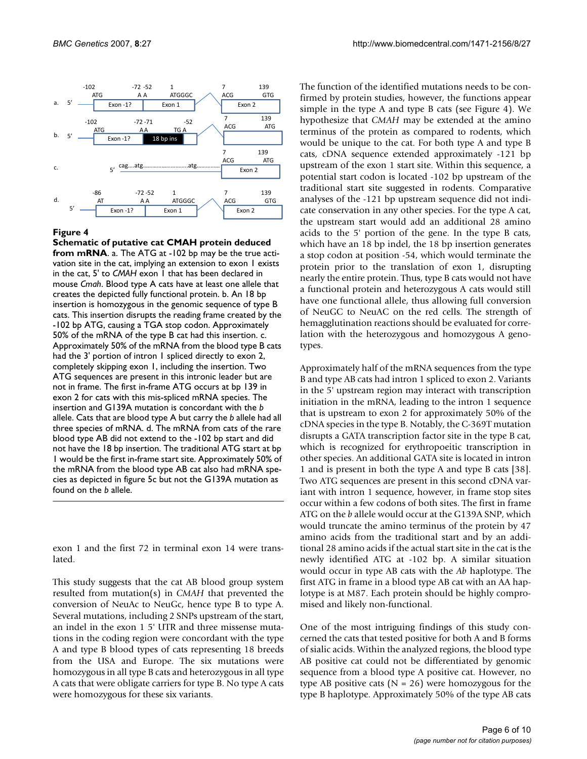**Figure 4**

**Schematic of putative cat CMAH protein deduced from mRNA**. a. The ATG at -102 bp may be the true activation site in the cat, implying an extension to exon 1 exists in the cat, 5' to *CMAH* exon 1 that has been declared in mouse *Cmah*. Blood type A cats have at least one allele that creates the depicted fully functional protein. b. An 18 bp insertion is homozygous in the genomic sequence of type B cats. This insertion disrupts the reading frame created by the -102 bp ATG, causing a TGA stop codon. Approximately 50% of the mRNA of the type B cat had this insertion. c. Approximately 50% of the mRNA from the blood type B cats had the 3' portion of intron 1 spliced directly to exon 2, completely skipping exon 1, including the insertion. Two ATG sequences are present in this intronic leader but are not in frame. The first in-frame ATG occurs at bp 139 in exon 2 for cats with this mis-spliced mRNA species. The insertion and G139A mutation is concordant with the *b* allele. Cats that are blood type A but carry the *b* allele had all three species of mRNA. d. The mRNA from cats of the rare blood type AB did not extend to the -102 bp start and did not have the 18 bp insertion. The traditional ATG start at bp 1 would be the first in-frame start site. Approximately 50% of the mRNA from the blood type AB cat also had mRNA species as depicted in figure 5c but not the G139A mutation as found on the *b* allele.

exon 1 and the first 72 in terminal exon 14 were translated.

This study suggests that the cat AB blood group system resulted from mutation(s) in *CMAH* that prevented the conversion of NeuAc to NeuGc, hence type B to type A. Several mutations, including 2 SNPs upstream of the start, an indel in the exon 1 5' UTR and three missense mutations in the coding region were concordant with the type A and type B blood types of cats representing 18 breeds from the USA and Europe. The six mutations were homozygous in all type B cats and heterozygous in all type A cats that were obligate carriers for type B. No type A cats were homozygous for these six variants.

The function of the identified mutations needs to be confirmed by protein studies, however, the functions appear simple in the type A and type B cats (see Figure 4). We hypothesize that *CMAH* may be extended at the amino terminus of the protein as compared to rodents, which would be unique to the cat. For both type A and type B cats, cDNA sequence extended approximately -121 bp upstream of the exon 1 start site. Within this sequence, a potential start codon is located -102 bp upstream of the traditional start site suggested in rodents. Comparative analyses of the -121 bp upstream sequence did not indicate conservation in any other species. For the type A cat, the upstream start would add an additional 28 amino acids to the 5' portion of the gene. In the type B cats, which have an 18 bp indel, the 18 bp insertion generates a stop codon at position -54, which would terminate the protein prior to the translation of exon 1, disrupting nearly the entire protein. Thus, type B cats would not have a functional protein and heterozygous A cats would still have one functional allele, thus allowing full conversion of NeuGC to NeuAC on the red cells. The strength of hemagglutination reactions should be evaluated for correlation with the heterozygous and homozygous A genotypes.

Approximately half of the mRNA sequences from the type B and type AB cats had intron 1 spliced to exon 2. Variants in the 5' upstream region may interact with transcription initiation in the mRNA, leading to the intron 1 sequence that is upstream to exon 2 for approximately 50% of the cDNA species in the type B. Notably, the C-369T mutation disrupts a GATA transcription factor site in the type B cat, which is recognized for erythropoeitic transcription in other species. An additional GATA site is located in intron 1 and is present in both the type A and type B cats [38]. Two ATG sequences are present in this second cDNA variant with intron 1 sequence, however, in frame stop sites occur within a few codons of both sites. The first in frame ATG on the *b* allele would occur at the G139A SNP, which would truncate the amino terminus of the protein by 47 amino acids from the traditional start and by an additional 28 amino acids if the actual start site in the cat is the newly identified ATG at -102 bp. A similar situation would occur in type AB cats with the *Ab* haplotype. The first ATG in frame in a blood type AB cat with an AA haplotype is at M87. Each protein should be highly compromised and likely non-functional.

One of the most intriguing findings of this study concerned the cats that tested positive for both A and B forms of sialic acids. Within the analyzed regions, the blood type AB positive cat could not be differentiated by genomic sequence from a blood type A positive cat. However, no type AB positive cats (N = 26) were homozygous for the type B haplotype. Approximately 50% of the type AB cats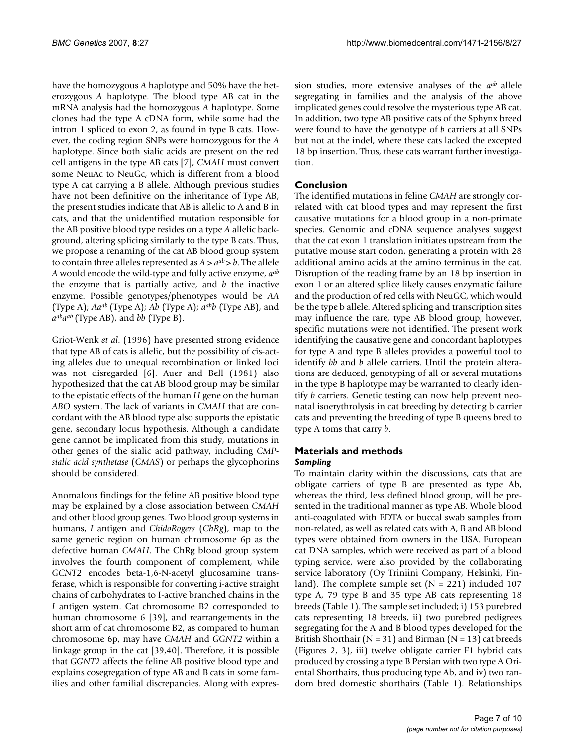have the homozygous *A* haplotype and 50% have the heterozygous *A* haplotype. The blood type AB cat in the mRNA analysis had the homozygous *A* haplotype. Some clones had the type A cDNA form, while some had the intron 1 spliced to exon 2, as found in type B cats. However, the coding region SNPs were homozygous for the *A* haplotype. Since both sialic acids are present on the red cell antigens in the type AB cats [7], *CMAH* must convert some NeuAc to NeuGc, which is different from a blood type A cat carrying a B allele. Although previous studies have not been definitive on the inheritance of Type AB, the present studies indicate that AB is allelic to A and B in cats, and that the unidentified mutation responsible for the AB positive blood type resides on a type *A* allelic background, altering splicing similarly to the type B cats. Thus, we propose a renaming of the cat AB blood group system to contain three alleles represented as $A > a^{ab} > b$. The allele *A* would encode the wild-type and fully active enzyme, $a^{ab}$ the enzyme that is partially active, and *b* the inactive enzyme. Possible genotypes/phenotypes would be *AA* (Type A); $Aa^{ab}$ (Type A); *Ab* (Type A); $a^{ab}b$ (Type AB), and $a^{ab}a^{ab}$ (Type AB), and *bb* (Type B).

Griot-Wenk *et al.* (1996) have presented strong evidence that type AB of cats is allelic, but the possibility of cis-acting alleles due to unequal recombination or linked loci was not disregarded [6]. Auer and Bell (1981) also hypothesized that the cat AB blood group may be similar to the epistatic effects of the human *H* gene on the human *ABO* system. The lack of variants in *CMAH* that are concordant with the AB blood type also supports the epistatic gene, secondary locus hypothesis. Although a candidate gene cannot be implicated from this study, mutations in other genes of the sialic acid pathway, including *CMP-sialic acid synthetase* (*CMAS*) or perhaps the glycophorins should be considered.

Anomalous findings for the feline AB positive blood type may be explained by a close association between *CMAH* and other blood group genes. Two blood group systems in humans, *I* antigen and *ChidoRogers* (*ChRg*), map to the same genetic region on human chromosome 6p as the defective human *CMAH*. The ChRg blood group system involves the fourth component of complement, while *GCNT2* encodes beta-1,6-N-acetyl glucosamine transferase, which is responsible for converting i-active straight chains of carbohydrates to I-active branched chains in the *I* antigen system. Cat chromosome B2 corresponded to human chromosome 6 [39], and rearrangements in the short arm of cat chromosome B2, as compared to human chromosome 6p, may have *CMAH* and *GGNT2* within a linkage group in the cat [39,40]. Therefore, it is possible that *GGNT2* affects the feline AB positive blood type and explains cosegregation of type AB and B cats in some families and other familial discrepancies. Along with expression studies, more extensive analyses of the $a^{ab}$ allele segregating in families and the analysis of the above implicated genes could resolve the mysterious type AB cat. In addition, two type AB positive cats of the Sphynx breed were found to have the genotype of *b* carriers at all SNPs but not at the indel, where these cats lacked the excepted 18 bp insertion. Thus, these cats warrant further investigation.

## Conclusion

The identified mutations in feline *CMAH* are strongly correlated with cat blood types and may represent the first causative mutations for a blood group in a non-primate species. Genomic and cDNA sequence analyses suggest that the cat exon 1 translation initiates upstream from the putative mouse start codon, generating a protein with 28 additional amino acids at the amino terminus in the cat. Disruption of the reading frame by an 18 bp insertion in exon 1 or an altered splice likely causes enzymatic failure and the production of red cells with NeuGC, which would be the type b allele. Altered splicing and transcription sites may influence the rare, type AB blood group, however, specific mutations were not identified. The present work identifying the causative gene and concordant haplotypes for type A and type B alleles provides a powerful tool to identify *bb* and *b* allele carriers. Until the protein alterations are deduced, genotyping of all or several mutations in the type B haplotype may be warranted to clearly identify *b* carriers. Genetic testing can now help prevent neonatal isoerythrolysis in cat breeding by detecting b carrier cats and preventing the breeding of type B queens bred to type A toms that carry *b*.

## Materials and methods

### *Sampling*

To maintain clarity within the discussions, cats that are obligate carriers of type B are presented as type Ab, whereas the third, less defined blood group, will be presented in the traditional manner as type AB. Whole blood anti-coagulated with EDTA or buccal swab samples from non-related, as well as related cats with A, B and AB blood types were obtained from owners in the USA. European cat DNA samples, which were received as part of a blood typing service, were also provided by the collaborating service laboratory (Oy Triniini Company, Helsinki, Finland). The complete sample set (N = 221) included 107 type A, 79 type B and 35 type AB cats representing 18 breeds (Table 1). The sample set included; i) 153 purebred cats representing 18 breeds, ii) two purebred pedigrees segregating for the A and B blood types developed for the British Shorthair (N = 31) and Birman (N = 13) cat breeds (Figures 2, 3), iii) twelve obligate carrier F1 hybrid cats produced by crossing a type B Persian with two type A Oriental Shorthairs, thus producing type Ab, and iv) two random bred domestic shorthairs (Table 1). Relationships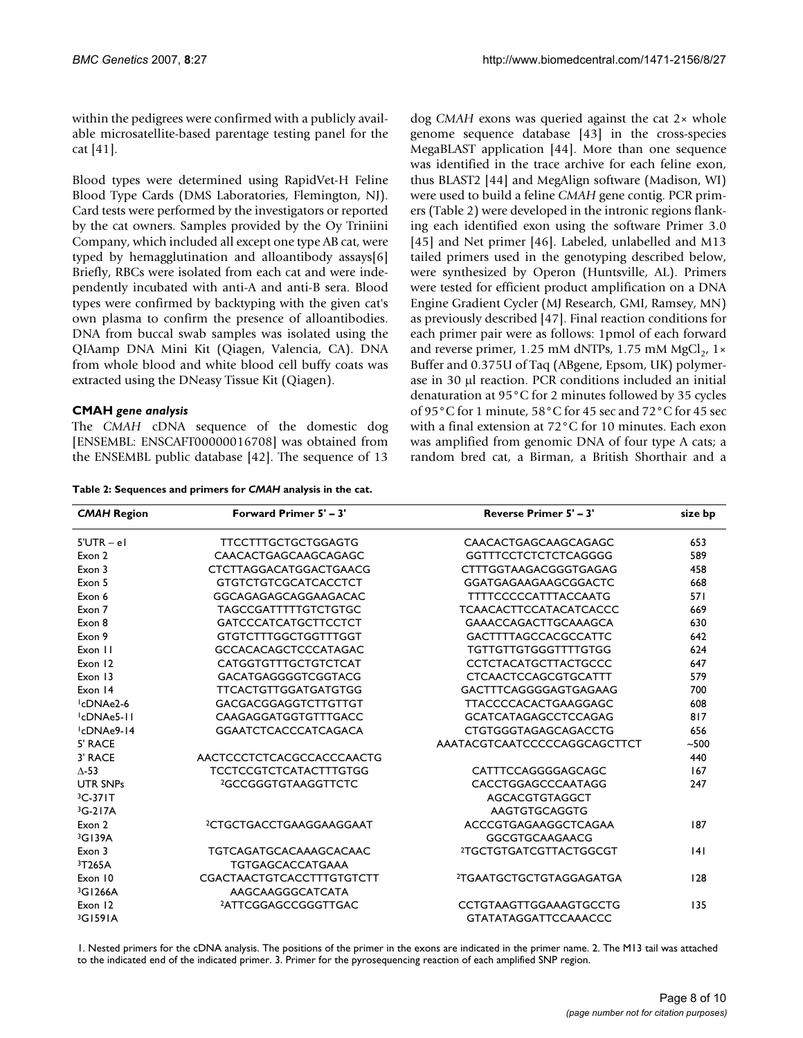within the pedigrees were confirmed with a publicly available microsatellite-based parentage testing panel for the cat [41].

Blood types were determined using RapidVet-H Feline Blood Type Cards (DMS Laboratories, Flemington, NJ). Card tests were performed by the investigators or reported by the cat owners. Samples provided by the Oy Triniini Company, which included all except one type AB cat, were typed by hemagglutination and alloantibody assays[6] Briefly, RBCs were isolated from each cat and were independently incubated with anti-A and anti-B sera. Blood types were confirmed by backtyping with the given cat's own plasma to confirm the presence of alloantibodies. DNA from buccal swab samples was isolated using the QIAamp DNA Mini Kit (Qiagen, Valencia, CA). DNA from whole blood and white blood cell buffy coats was extracted using the DNeasy Tissue Kit (Qiagen).

### CMAH *gene analysis*

The *CMAH* cDNA sequence of the domestic dog [ENSEMBL: ENSCAFT00000016708] was obtained from the ENSEMBL public database [42]. The sequence of 13 dog *CMAH* exons was queried against the cat 2× whole genome sequence database [43] in the cross-species MegaBLAST application [44]. More than one sequence was identified in the trace archive for each feline exon, thus BLAST2 [44] and MegAlign software (Madison, WI) were used to build a feline *CMAH* gene contig. PCR primers (Table 2) were developed in the intronic regions flanking each identified exon using the software Primer 3.0 [45] and Net primer [46]. Labeled, unlabelled and M13 tailed primers used in the genotyping described below, were synthesized by Operon (Huntsville, AL). Primers were tested for efficient product amplification on a DNA Engine Gradient Cycler (MJ Research, GMI, Ramsey, MN) as previously described [47]. Final reaction conditions for each primer pair were as follows: 1pmol of each forward and reverse primer, 1.25 mM dNTPs, 1.75 mM $MgCl_2$, 1× Buffer and 0.375U of Taq (ABgene, Epsom, UK) polymerase in 30 μl reaction. PCR conditions included an initial denaturation at 95°C for 2 minutes followed by 35 cycles of 95°C for 1 minute, 58°C for 45 sec and 72°C for 45 sec with a final extension at 72°C for 10 minutes. Each exon was amplified from genomic DNA of four type A cats; a random bred cat, a Birman, a British Shorthair and a

**Table 2: Sequences and primers for *CMAH* analysis in the cat.**

| *CMAH* Region | Forward Primer 5' – 3' | Reverse Primer 5' – 3' | size bp |
|---|---|---|---|
| 5'UTR – e1 | TTCCTTTGCTGCTGGAGTG | CAACACTGAGCAAGCAGAGC | 653 |
| Exon 2 | CAACACTGAGCAAGCAGAGC | GGTTTCCTCTCTCTCAGGGG | 589 |
| Exon 3 | CTCTTAGGACATGGACTGAACG | CTTTGGTAAGACGGGTGAGAG | 458 |
| Exon 5 | GTGTCTGTCGCATCACCTCT | GGATGAGAAGAAGCGGACTC | 668 |
| Exon 6 | GGCAGAGAGCAGGAAGACAC | TTTTCCCCCATTTACCAATG | 571 |
| Exon 7 | TAGCCGATTTTTGTCTGTGC | TCAACACTTCCATACATCACCC | 669 |
| Exon 8 | GATCCCATCATGCTTCCTCT | GAAACCAGACTTGCAAAGCA | 630 |
| Exon 9 | GTGTCTTTGGCTGGTTTGGT | GACTTTTAGCCACGCCATTC | 642 |
| Exon 11 | GCCACACAGCTCCCATAGAC | TGTTGTTGTGGGTTTTGTGG | 624 |
| Exon 12 | CATGGTGTTTGCTGTCTCAT | CCTCTACATGCTTACTGCCC | 647 |
| Exon 13 | GACATGAGGGGTCGGTACG | CTCAACTCCAGCGTGCATTT | 579 |
| Exon 14 | TTCACTGTTGGATGATGTGG | GACTTTCAGGGGAGTGAGAAG | 700 |
| [1]cDNAe2-6 | GACGACGGAGGTCTTGTTGT | TTACCCCACACTGAAGGAGC | 608 |
| [1]cDNAe5-11 | CAAGAGGATGGTGTTTGACC | GCATCATAGAGCCTCCAGAG | 817 |
| [1]cDNAe9-14 | GGAATCTCACCCATCAGACA | CTGTGGGTAGAGCAGACCTG | 656 |
| 5' RACE | | AAATACGTCAATCCCCCAGGCAGCTTCT | ~500 |
| 3' RACE | AACTCCCTCTCACGCCACCCAACTG | | 440 |
| Δ-53 | TCCTCCGTCTCATACTTTGTGG | CATTTCCAGGGGAGCAGC | 167 |
| UTR SNPs | [2]GCCGGGTGTAAGGTTCTC | CACCTGGAGCCCAATAGG | 247 |
| [3]C-371T | | AGCACGTGTAGGCT | |
| [3]G-217A | | AAGTGTGCAGGTG | |
| Exon 2 | [2]CTGCTGACCTGAAGGAAGGAAT | ACCCGTGAGAAGGCTCAGAA | 187 |
| [3]G139A | | GGCGTGCAAGAACG | |
| Exon 3 | TGTCAGATGCACAAAGCACAAC | [2]TGCTGTGATCGTTACTGGCGT | 141 |
| [3]T265A | TGTGAGCACCATGAAA | | |
| Exon 10 | CGACTAACTGTCACCTTTGTGTCTT | [2]TGAATGCTGCTGTAGGAGATGA | 128 |
| [3]G1266A | AAGCAAGGGCATCATA | | |
| Exon 12 | [2]ATTCGGAGCCGGGTTGAC | CCTGTAAGTTGGAAAGTGCCTG | 135 |
| [3]G1591A | | GTATATAGGATTCCAAACCC | |

1. Nested primers for the cDNA analysis. The positions of the primer in the exons are indicated in the primer name. 2. The M13 tail was attached to the indicated end of the indicated primer. 3. Primer for the pyrosequencing reaction of each amplified SNP region.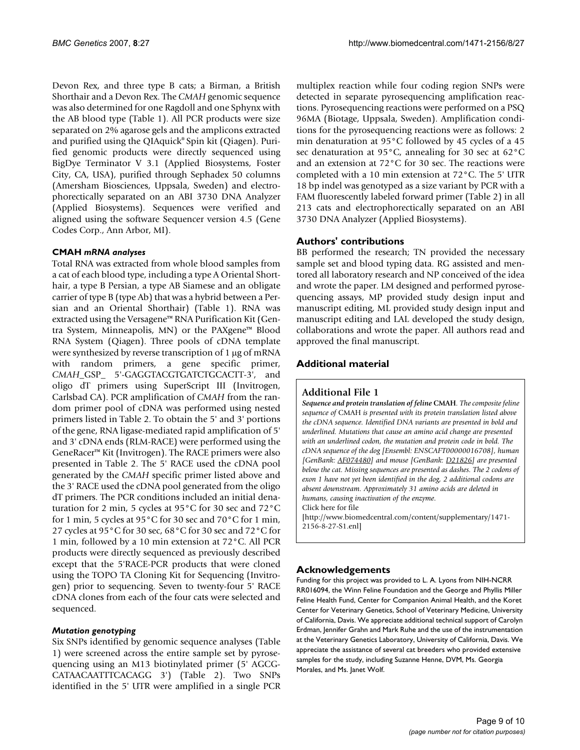Devon Rex, and three type B cats; a Birman, a British Shorthair and a Devon Rex. The *CMAH* genomic sequence was also determined for one Ragdoll and one Sphynx with the AB blood type (Table 1). All PCR products were size separated on 2% agarose gels and the amplicons extracted and purified using the QIAquick® Spin kit (Qiagen). Purified genomic products were directly sequenced using BigDye Terminator V 3.1 (Applied Biosystems, Foster City, CA, USA), purified through Sephadex 50 columns (Amersham Biosciences, Uppsala, Sweden) and electrophoretically separated on an ABI 3730 DNA Analyzer (Applied Biosystems). Sequences were verified and aligned using the software Sequencer version 4.5 (Gene Codes Corp., Ann Arbor, MI).

#### CMAH *mRNA analyses*

Total RNA was extracted from whole blood samples from a cat of each blood type, including a type A Oriental Shorthair, a type B Persian, a type AB Siamese and an obligate carrier of type B (type Ab) that was a hybrid between a Persian and an Oriental Shorthair) (Table 1). RNA was extracted using the Versagene™ RNA Purification Kit (Gentra System, Minneapolis, MN) or the PAXgene™ Blood RNA System (Qiagen). Three pools of cDNA template were synthesized by reverse transcription of 1 μg of mRNA with random primers, a gene specific primer, *CMAH*_GSP_ 5'-GAGGTACGTGATCTGCACTT-3', and oligo dT primers using SuperScript III (Invitrogen, Carlsbad CA). PCR amplification of *CMAH* from the random primer pool of cDNA was performed using nested primers listed in Table 2. To obtain the 5' and 3' portions of the gene, RNA ligase-mediated rapid amplification of 5' and 3' cDNA ends (RLM-RACE) were performed using the GeneRacer™ Kit (Invitrogen). The RACE primers were also presented in Table 2. The 5' RACE used the cDNA pool generated by the *CMAH* specific primer listed above and the 3' RACE used the cDNA pool generated from the oligo dT primers. The PCR conditions included an initial denaturation for 2 min, 5 cycles at 95°C for 30 sec and 72°C for 1 min, 5 cycles at 95°C for 30 sec and 70°C for 1 min, 27 cycles at 95°C for 30 sec, 68°C for 30 sec and 72°C for 1 min, followed by a 10 min extension at 72°C. All PCR products were directly sequenced as previously described except that the 5'RACE-PCR products that were cloned using the TOPO TA Cloning Kit for Sequencing (Invitrogen) prior to sequencing. Seven to twenty-four 5' RACE cDNA clones from each of the four cats were selected and sequenced.

#### *Mutation genotyping*

Six SNPs identified by genomic sequence analyses (Table 1) were screened across the entire sample set by pyrosequencing using an M13 biotinylated primer (5' AGCG-CATAACAATTTCACAGG 3') (Table 2). Two SNPs identified in the 5' UTR were amplified in a single PCR multiplex reaction while four coding region SNPs were detected in separate pyrosequencing amplification reactions. Pyrosequencing reactions were performed on a PSQ 96MA (Biotage, Uppsala, Sweden). Amplification conditions for the pyrosequencing reactions were as follows: 2 min denaturation at 95°C followed by 45 cycles of a 45 sec denaturation at 95°C, annealing for 30 sec at 62°C and an extension at 72°C for 30 sec. The reactions were completed with a 10 min extension at 72°C. The 5' UTR 18 bp indel was genotyped as a size variant by PCR with a FAM fluorescently labeled forward primer (Table 2) in all 213 cats and electrophoretically separated on an ABI 3730 DNA Analyzer (Applied Biosystems).

### Authors' contributions

BB performed the research; TN provided the necessary sample set and blood typing data. RG assisted and mentored all laboratory research and NP conceived of the idea and wrote the paper. LM designed and performed pyrosequencing assays, MP provided study design input and manuscript editing, ML provided study design input and manuscript editing and LAL developed the study design, collaborations and wrote the paper. All authors read and approved the final manuscript.

### Additional material

#### Additional File 1

***Sequence and protein translation of feline* CMAH**. *The composite feline sequence of* CMAH *is presented with its protein translation listed above the cDNA sequence. Identified DNA variants are presented in bold and underlined. Mutations that cause an amino acid change are presented with an underlined codon, the mutation and protein code in bold. The cDNA sequence of the dog [Ensembl: ENSCAFT00000016708], human [GenBank: AF074480] and mouse [GenBank: D21826] are presented below the cat. Missing sequences are presented as dashes. The 2 codons of exon 1 have not yet been identified in the dog, 2 additional codons are absent downstream. Approximately 31 amino acids are deleted in humans, causing inactivation of the enzyme.*

Click here for file

[http://www.biomedcentral.com/content/supplementary/1471-2156-8-27-S1.enl]

### Acknowledgements

Funding for this project was provided to L. A. Lyons from NIH-NCRR RR016094, the Winn Feline Foundation and the George and Phyllis Miller Feline Health Fund, Center for Companion Animal Health, and the Koret Center for Veterinary Genetics, School of Veterinary Medicine, University of California, Davis. We appreciate additional technical support of Carolyn Erdman, Jennifer Grahn and Mark Ruhe and the use of the instrumentation at the Veterinary Genetics Laboratory, University of California, Davis. We appreciate the assistance of several cat breeders who provided extensive samples for the study, including Suzanne Henne, DVM, Ms. Georgia Morales, and Ms. Janet Wolf.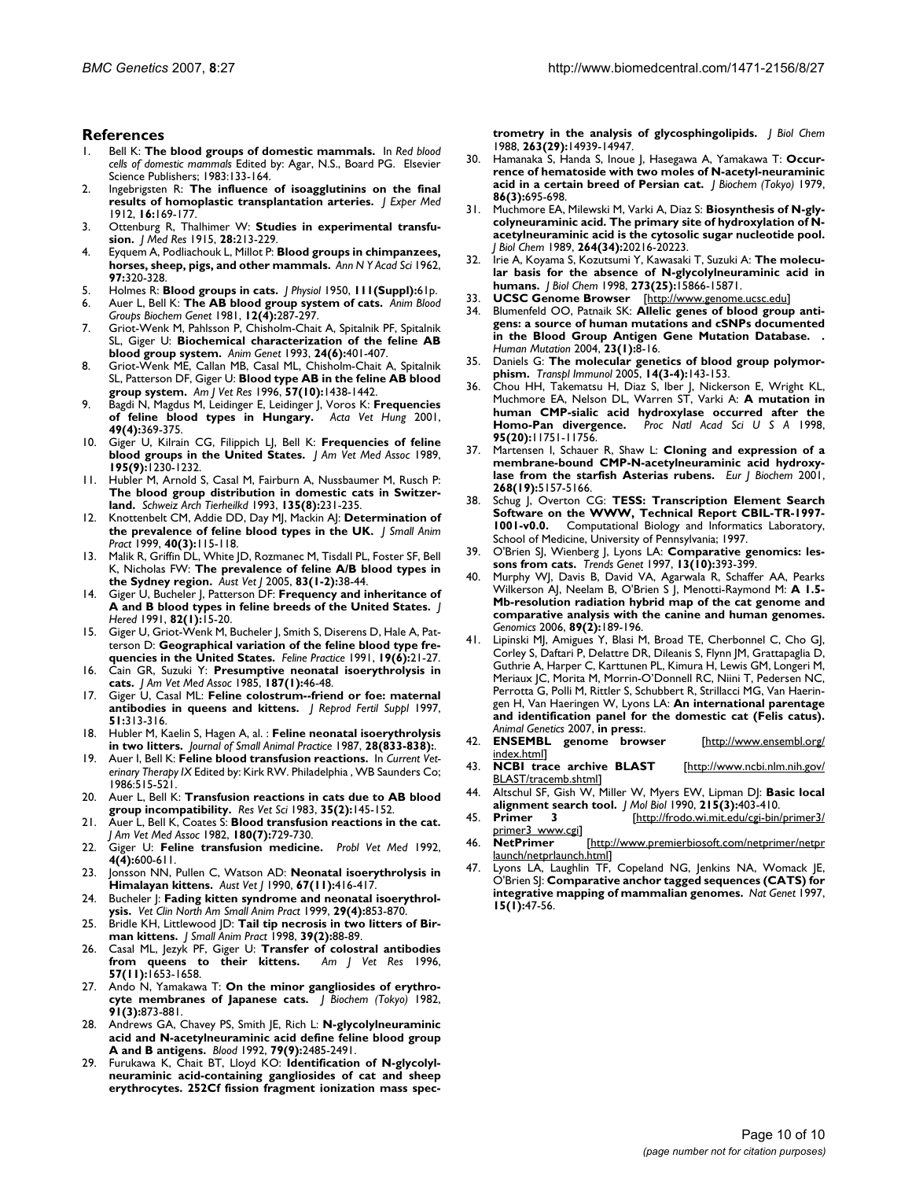## References

1. Bell K: **The blood groups of domestic mammals.** In *Red blood cells of domestic mammals* Edited by: Agar, N.S., Board PG. Elsevier Science Publishers; 1983:133-164.
2. Ingebrigsten R: **The influence of isoagglutinins on the final results of homoplastic transplantation arteries.** *J Exper Med* 1912, **16:**169-177.
3. Ottenburg R, Thalhimer W: **Studies in experimental transfusion.** *J Med Res* 1915, **28:**213-229.
4. Eyquem A, Podliachouk L, Millot P: **Blood groups in chimpanzees, horses, sheep, pigs, and other mammals.** *Ann N Y Acad Sci* 1962, **97:**320-328.
5. Holmes R: **Blood groups in cats.** *J Physiol* 1950, **111(Suppl):**61p.
6. Auer L, Bell K: **The AB blood group system of cats.** *Anim Blood Groups Biochem Genet* 1981, **12(4):**287-297.
7. Griot-Wenk M, Pahlsson P, Chisholm-Chait A, Spitalnik PF, Spitalnik SL, Giger U: **Biochemical characterization of the feline AB blood group system.** *Anim Genet* 1993, **24(6):**401-407.
8. Griot-Wenk ME, Callan MB, Casal ML, Chisholm-Chait A, Spitalnik SL, Patterson DF, Giger U: **Blood type AB in the feline AB blood group system.** *Am J Vet Res* 1996, **57(10):**1438-1442.
9. Bagdi N, Magdus M, Leidinger E, Leidinger J, Voros K: **Frequencies of feline blood types in Hungary.** *Acta Vet Hung* 2001, **49(4):**369-375.
10. Giger U, Kilrain CG, Filippich LJ, Bell K: **Frequencies of feline blood groups in the United States.** *J Am Vet Med Assoc* 1989, **195(9):**1230-1232.
11. Hubler M, Arnold S, Casal M, Fairburn A, Nussbaumer M, Rusch P: **The blood group distribution in domestic cats in Switzerland.** *Schweiz Arch Tierheilkd* 1993, **135(8):**231-235.
12. Knottenbelt CM, Addie DD, Day MJ, Mackin AJ: **Determination of the prevalence of feline blood types in the UK.** *J Small Anim Pract* 1999, **40(3):**115-118.
13. Malik R, Griffin DL, White JD, Rozmanec M, Tisdall PL, Foster SF, Bell K, Nicholas FW: **The prevalence of feline A/B blood types in the Sydney region.** *Aust Vet J* 2005, **83(1-2):**38-44.
14. Giger U, Bucheler J, Patterson DF: **Frequency and inheritance of A and B blood types in feline breeds of the United States.** *J Hered* 1991, **82(1):**15-20.
15. Giger U, Griot-Wenk M, Bucheler J, Smith S, Diserens D, Hale A, Patterson D: **Geographical variation of the feline blood type frequencies in the United States.** *Feline Practice* 1991, **19(6):**21-27.
16. Cain GR, Suzuki Y: **Presumptive neonatal isoerythrolysis in cats.** *J Am Vet Med Assoc* 1985, **187(1):**46-48.
17. Giger U, Casal ML: **Feline colostrum--friend or foe: maternal antibodies in queens and kittens.** *J Reprod Fertil Suppl* 1997, **51:**313-316.
18. Hubler M, Kaelin S, Hagen A, al. : **Feline neonatal isoerythrolysis in two litters.** *Journal of Small Animal Practice* 1987, **28(833-838):**.
19. Auer I, Bell K: **Feline blood transfusion reactions.** In *Current Veterinary Therapy IX* Edited by: Kirk RW. Philadelphia , WB Saunders Co; 1986:515-521.
20. Auer L, Bell K: **Transfusion reactions in cats due to AB blood group incompatibility.** *Res Vet Sci* 1983, **35(2):**145-152.
21. Auer L, Bell K, Coates S: **Blood transfusion reactions in the cat.** *J Am Vet Med Assoc* 1982, **180(7):**729-730.
22. Giger U: **Feline transfusion medicine.** *Probl Vet Med* 1992, **4(4):**600-611.
23. Jonsson NN, Pullen C, Watson AD: **Neonatal isoerythrolysis in Himalayan kittens.** *Aust Vet J* 1990, **67(11):**416-417.
24. Bucheler J: **Fading kitten syndrome and neonatal isoerythrolysis.** *Vet Clin North Am Small Anim Pract* 1999, **29(4):**853-870.
25. Bridle KH, Littlewood JD: **Tail tip necrosis in two litters of Birman kittens.** *J Small Anim Pract* 1998, **39(2):**88-89.
26. Casal ML, Jezyk PF, Giger U: **Transfer of colostral antibodies from queens to their kittens.** *Am J Vet Res* 1996, **57(11):**1653-1658.
27. Ando N, Yamakawa T: **On the minor gangliosides of erythrocyte membranes of Japanese cats.** *J Biochem (Tokyo)* 1982, **91(3):**873-881.
28. Andrews GA, Chavey PS, Smith JE, Rich L: **N-glycolylneuraminic acid and N-acetylneuraminic acid define feline blood group A and B antigens.** *Blood* 1992, **79(9):**2485-2491.
29. Furukawa K, Chait BT, Lloyd KO: **Identification of N-glycolylneuraminic acid-containing gangliosides of cat and sheep erythrocytes. 252Cf fission fragment ionization mass spectrometry in the analysis of glycosphingolipids.** *J Biol Chem* 1988, **263(29):**14939-14947.
30. Hamanaka S, Handa S, Inoue J, Hasegawa A, Yamakawa T: **Occurrence of hematoside with two moles of N-acetyl-neuraminic acid in a certain breed of Persian cat.** *J Biochem (Tokyo)* 1979, **86(3):**695-698.
31. Muchmore EA, Milewski M, Varki A, Diaz S: **Biosynthesis of N-glycolyneuraminic acid. The primary site of hydroxylation of N-acetylneuraminic acid is the cytosolic sugar nucleotide pool.** *J Biol Chem* 1989, **264(34):**20216-20223.
32. Irie A, Koyama S, Kozutsumi Y, Kawasaki T, Suzuki A: **The molecular basis for the absence of N-glycolylneuraminic acid in humans.** *J Biol Chem* 1998, **273(25):**15866-15871.
33. **UCSC Genome Browser** [http://www.genome.ucsc.edu]
34. Blumenfeld OO, Patnaik SK: **Allelic genes of blood group antigens: a source of human mutations and cSNPs documented in the Blood Group Antigen Gene Mutation Database. .** *Human Mutation* 2004, **23(1):**8-16.
35. Daniels G: **The molecular genetics of blood group polymorphism.** *Transpl Immunol* 2005, **14(3-4):**143-153.
36. Chou HH, Takematsu H, Diaz S, Iber J, Nickerson E, Wright KL, Muchmore EA, Nelson DL, Warren ST, Varki A: **A mutation in human CMP-sialic acid hydroxylase occurred after the Homo-Pan divergence.** *Proc Natl Acad Sci U S A* 1998, **95(20):**11751-11756.
37. Martensen I, Schauer R, Shaw L: **Cloning and expression of a membrane-bound CMP-N-acetylneuraminic acid hydroxylase from the starfish Asterias rubens.** *Eur J Biochem* 2001, **268(19):**5157-5166.
38. Schug J, Overton CG: **TESS: Transcription Element Search Software on the WWW, Technical Report CBIL-TR-1997-1001-v0.0.** Computational Biology and Informatics Laboratory, School of Medicine, University of Pennsylvania; 1997.
39. O'Brien SJ, Wienberg J, Lyons LA: **Comparative genomics: lessons from cats.** *Trends Genet* 1997, **13(10):**393-399.
40. Murphy WJ, Davis B, David VA, Agarwala R, Schaffer AA, Pearks Wilkerson AJ, Neelam B, O'Brien S J, Menotti-Raymond M: **A 1.5-Mb-resolution radiation hybrid map of the cat genome and comparative analysis with the canine and human genomes.** *Genomics* 2006, **89(2):**189-196.
41. Lipinski MJ, Amigues Y, Blasi M, Broad TE, Cherbonnel C, Cho GJ, Corley S, Daftari P, Delattre DR, Dileanis S, Flynn JM, Grattapaglia D, Guthrie A, Harper C, Karttunen PL, Kimura H, Lewis GM, Longeri M, Meriaux JC, Morita M, Morrin-O'Donnell RC, Niini T, Pedersen NC, Perrotta G, Polli M, Rittler S, Schubbert R, Strillacci MG, Van Haeringen H, Van Haeringen W, Lyons LA: **An international parentage and identification panel for the domestic cat (Felis catus).** *Animal Genetics* 2007, **in press:**.
42. **ENSEMBL genome browser** [http://www.ensembl.org/index.html]
43. **NCBI trace archive BLAST** [http://www.ncbi.nlm.nih.gov/BLAST/tracemb.shtml]
44. Altschul SF, Gish W, Miller W, Myers EW, Lipman DJ: **Basic local alignment search tool.** *J Mol Biol* 1990, **215(3):**403-410.
45. **Primer 3** [http://frodo.wi.mit.edu/cgi-bin/primer3/primer3_www.cgi]
46. **NetPrimer** [http://www.premierbiosoft.com/netprimer/netprlaunch/netprlaunch.html]
47. Lyons LA, Laughlin TF, Copeland NG, Jenkins NA, Womack JE, O'Brien SJ: **Comparative anchor tagged sequences (CATS) for integrative mapping of mammalian genomes.** *Nat Genet* 1997, **15(1):**47-56.